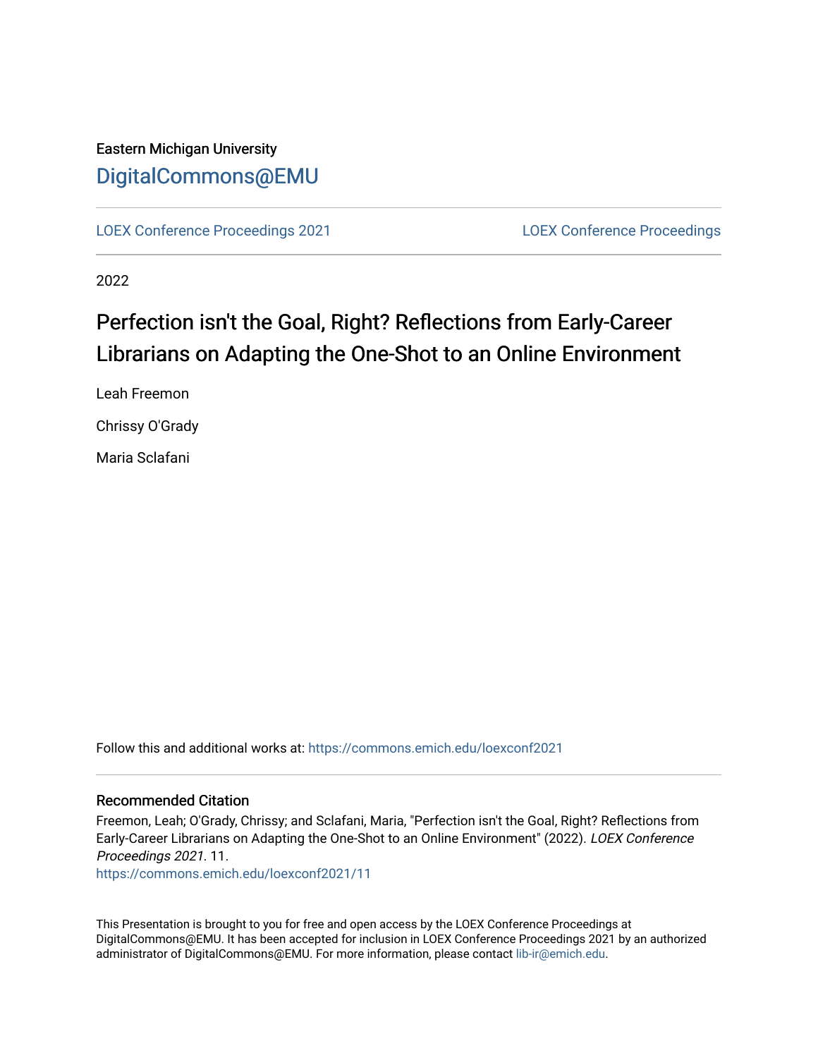Eastern Michigan University

# DigitalCommons@EMU

LOEX Conference Proceedings 2021 | LOEX Conference Proceedings

2022

# Perfection isn't the Goal, Right? Reflections from Early-Career Librarians on Adapting the One-Shot to an Online Environment

Leah Freemon

Chrissy O'Grady

Maria Sclafani

Follow this and additional works at: https://commons.emich.edu/loexconf2021

## Recommended Citation

Freemon, Leah; O'Grady, Chrissy; and Sclafani, Maria, "Perfection isn't the Goal, Right? Reflections from Early-Career Librarians on Adapting the One-Shot to an Online Environment" (2022). *LOEX Conference Proceedings 2021*. 11.
https://commons.emich.edu/loexconf2021/11

This Presentation is brought to you for free and open access by the LOEX Conference Proceedings at DigitalCommons@EMU. It has been accepted for inclusion in LOEX Conference Proceedings 2021 by an authorized administrator of DigitalCommons@EMU. For more information, please contact lib-ir@emich.edu.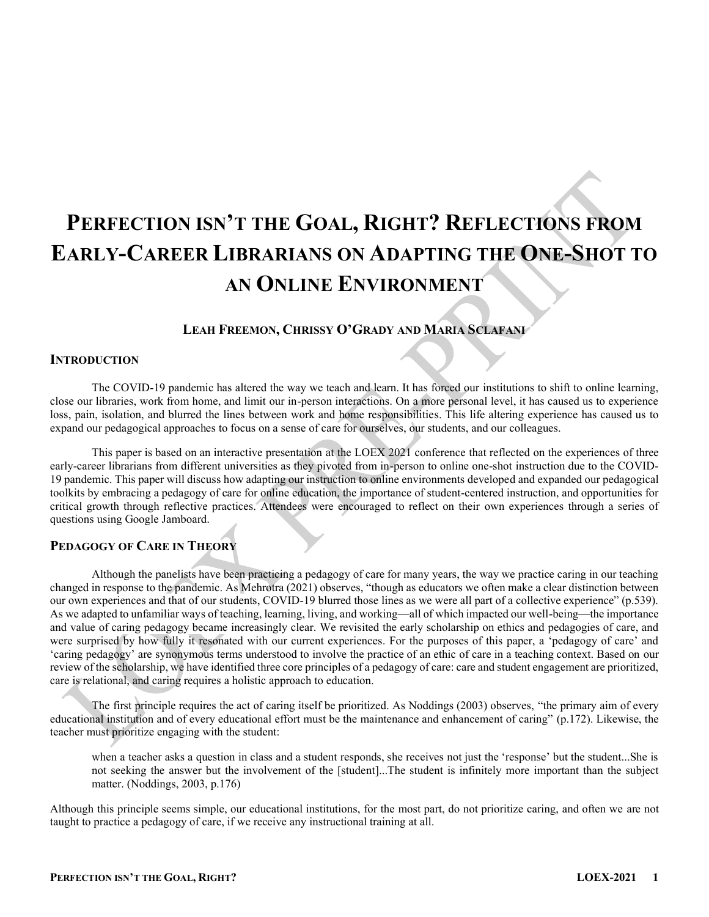# PERFECTION ISN'T THE GOAL, RIGHT? REFLECTIONS FROM EARLY-CAREER LIBRARIANS ON ADAPTING THE ONE-SHOT TO AN ONLINE ENVIRONMENT

**LEAH FREEMON, CHRISSY O'GRADY AND MARIA SCLAFANI**

## INTRODUCTION

The COVID-19 pandemic has altered the way we teach and learn. It has forced our institutions to shift to online learning, close our libraries, work from home, and limit our in-person interactions. On a more personal level, it has caused us to experience loss, pain, isolation, and blurred the lines between work and home responsibilities. This life altering experience has caused us to expand our pedagogical approaches to focus on a sense of care for ourselves, our students, and our colleagues.

This paper is based on an interactive presentation at the LOEX 2021 conference that reflected on the experiences of three early-career librarians from different universities as they pivoted from in-person to online one-shot instruction due to the COVID-19 pandemic. This paper will discuss how adapting our instruction to online environments developed and expanded our pedagogical toolkits by embracing a pedagogy of care for online education, the importance of student-centered instruction, and opportunities for critical growth through reflective practices. Attendees were encouraged to reflect on their own experiences through a series of questions using Google Jamboard.

## PEDAGOGY OF CARE IN THEORY

Although the panelists have been practicing a pedagogy of care for many years, the way we practice caring in our teaching changed in response to the pandemic. As Mehrotra (2021) observes, "though as educators we often make a clear distinction between our own experiences and that of our students, COVID-19 blurred those lines as we were all part of a collective experience" (p.539). As we adapted to unfamiliar ways of teaching, learning, living, and working—all of which impacted our well-being—the importance and value of caring pedagogy became increasingly clear. We revisited the early scholarship on ethics and pedagogies of care, and were surprised by how fully it resonated with our current experiences. For the purposes of this paper, a 'pedagogy of care' and 'caring pedagogy' are synonymous terms understood to involve the practice of an ethic of care in a teaching context. Based on our review of the scholarship, we have identified three core principles of a pedagogy of care: care and student engagement are prioritized, care is relational, and caring requires a holistic approach to education.

The first principle requires the act of caring itself be prioritized. As Noddings (2003) observes, "the primary aim of every educational institution and of every educational effort must be the maintenance and enhancement of caring" (p.172). Likewise, the teacher must prioritize engaging with the student:

> when a teacher asks a question in class and a student responds, she receives not just the 'response' but the student...She is not seeking the answer but the involvement of the [student]...The student is infinitely more important than the subject matter. (Noddings, 2003, p.176)

Although this principle seems simple, our educational institutions, for the most part, do not prioritize caring, and often we are not taught to practice a pedagogy of care, if we receive any instructional training at all.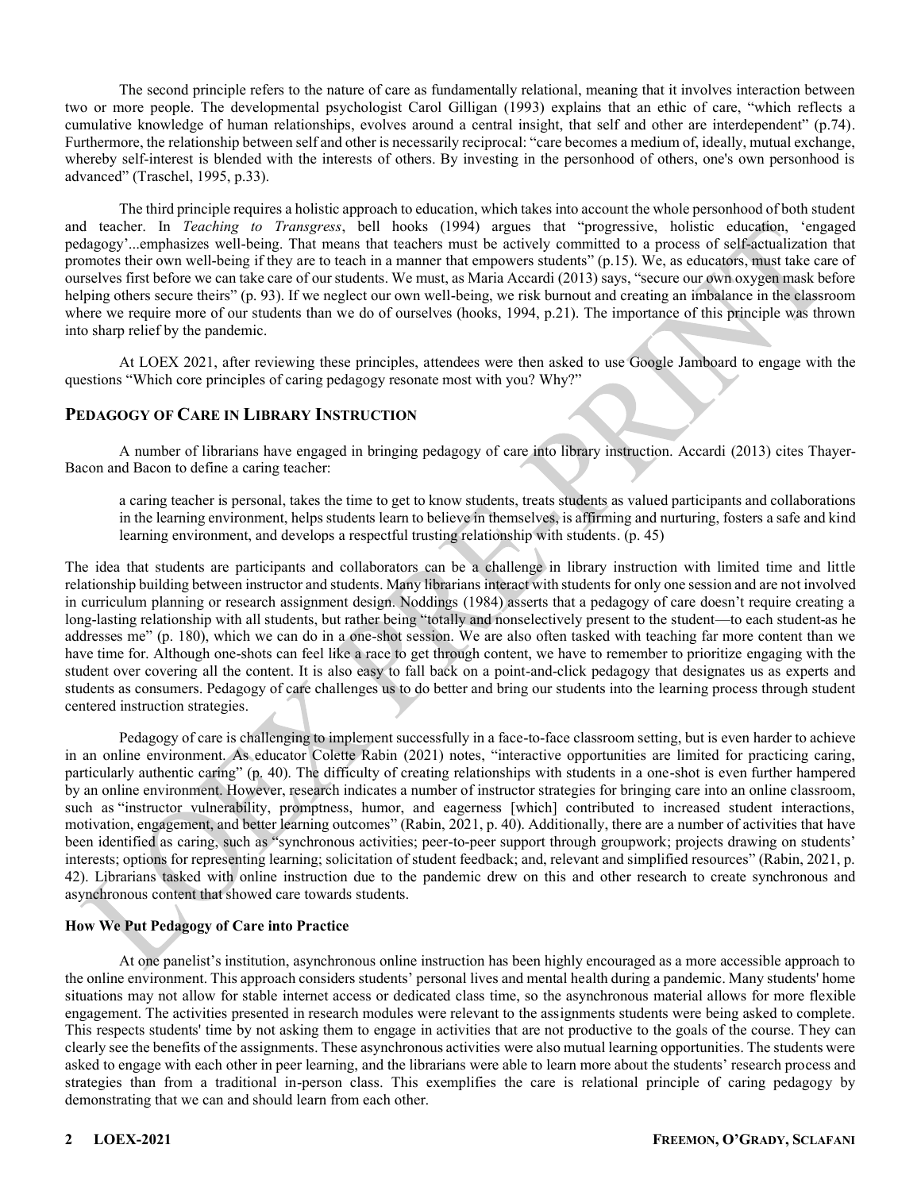The second principle refers to the nature of care as fundamentally relational, meaning that it involves interaction between two or more people. The developmental psychologist Carol Gilligan (1993) explains that an ethic of care, "which reflects a cumulative knowledge of human relationships, evolves around a central insight, that self and other are interdependent" (p.74). Furthermore, the relationship between self and other is necessarily reciprocal: "care becomes a medium of, ideally, mutual exchange, whereby self-interest is blended with the interests of others. By investing in the personhood of others, one's own personhood is advanced" (Traschel, 1995, p.33).

The third principle requires a holistic approach to education, which takes into account the whole personhood of both student and teacher. In *Teaching to Transgress*, bell hooks (1994) argues that "progressive, holistic education, 'engaged pedagogy'...emphasizes well-being. That means that teachers must be actively committed to a process of self-actualization that promotes their own well-being if they are to teach in a manner that empowers students" (p.15). We, as educators, must take care of ourselves first before we can take care of our students. We must, as Maria Accardi (2013) says, "secure our own oxygen mask before helping others secure theirs" (p. 93). If we neglect our own well-being, we risk burnout and creating an imbalance in the classroom where we require more of our students than we do of ourselves (hooks, 1994, p.21). The importance of this principle was thrown into sharp relief by the pandemic.

At LOEX 2021, after reviewing these principles, attendees were then asked to use Google Jamboard to engage with the questions "Which core principles of caring pedagogy resonate most with you? Why?"

## PEDAGOGY OF CARE IN LIBRARY INSTRUCTION

A number of librarians have engaged in bringing pedagogy of care into library instruction. Accardi (2013) cites Thayer-Bacon and Bacon to define a caring teacher:

> a caring teacher is personal, takes the time to get to know students, treats students as valued participants and collaborations in the learning environment, helps students learn to believe in themselves, is affirming and nurturing, fosters a safe and kind learning environment, and develops a respectful trusting relationship with students. (p. 45)

The idea that students are participants and collaborators can be a challenge in library instruction with limited time and little relationship building between instructor and students. Many librarians interact with students for only one session and are not involved in curriculum planning or research assignment design. Noddings (1984) asserts that a pedagogy of care doesn't require creating a long-lasting relationship with all students, but rather being "totally and nonselectively present to the student—to each student-as he addresses me" (p. 180), which we can do in a one-shot session. We are also often tasked with teaching far more content than we have time for. Although one-shots can feel like a race to get through content, we have to remember to prioritize engaging with the student over covering all the content. It is also easy to fall back on a point-and-click pedagogy that designates us as experts and students as consumers. Pedagogy of care challenges us to do better and bring our students into the learning process through student centered instruction strategies.

Pedagogy of care is challenging to implement successfully in a face-to-face classroom setting, but is even harder to achieve in an online environment. As educator Colette Rabin (2021) notes, "interactive opportunities are limited for practicing caring, particularly authentic caring" (p. 40). The difficulty of creating relationships with students in a one-shot is even further hampered by an online environment. However, research indicates a number of instructor strategies for bringing care into an online classroom, such as "instructor vulnerability, promptness, humor, and eagerness [which] contributed to increased student interactions, motivation, engagement, and better learning outcomes" (Rabin, 2021, p. 40). Additionally, there are a number of activities that have been identified as caring, such as "synchronous activities; peer-to-peer support through groupwork; projects drawing on students' interests; options for representing learning; solicitation of student feedback; and, relevant and simplified resources" (Rabin, 2021, p. 42). Librarians tasked with online instruction due to the pandemic drew on this and other research to create synchronous and asynchronous content that showed care towards students.

### How We Put Pedagogy of Care into Practice

At one panelist's institution, asynchronous online instruction has been highly encouraged as a more accessible approach to the online environment. This approach considers students' personal lives and mental health during a pandemic. Many students' home situations may not allow for stable internet access or dedicated class time, so the asynchronous material allows for more flexible engagement. The activities presented in research modules were relevant to the assignments students were being asked to complete. This respects students' time by not asking them to engage in activities that are not productive to the goals of the course. They can clearly see the benefits of the assignments. These asynchronous activities were also mutual learning opportunities. The students were asked to engage with each other in peer learning, and the librarians were able to learn more about the students' research process and strategies than from a traditional in-person class. This exemplifies the care is relational principle of caring pedagogy by demonstrating that we can and should learn from each other.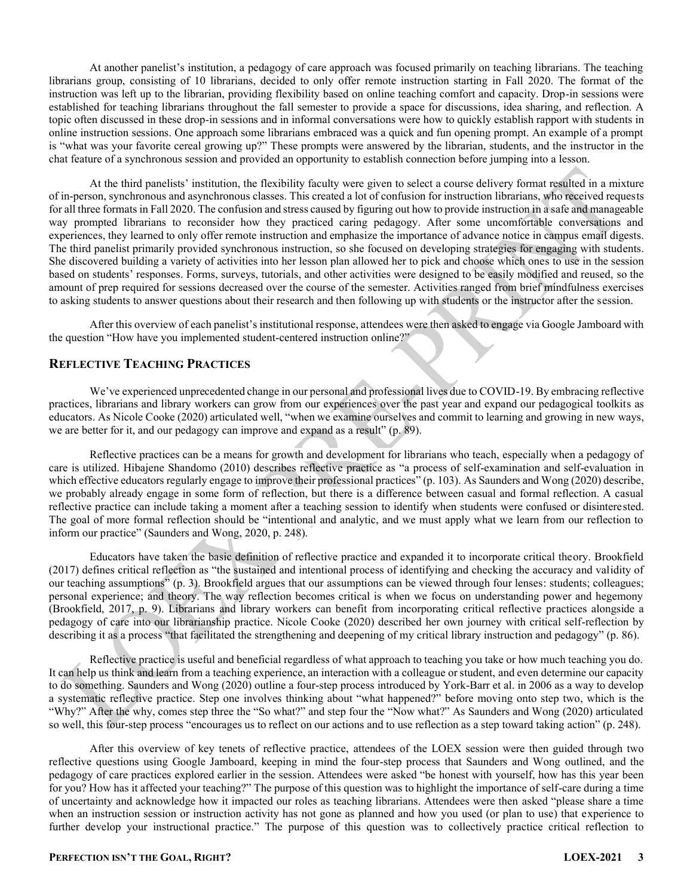At another panelist's institution, a pedagogy of care approach was focused primarily on teaching librarians. The teaching librarians group, consisting of 10 librarians, decided to only offer remote instruction starting in Fall 2020. The format of the instruction was left up to the librarian, providing flexibility based on online teaching comfort and capacity. Drop-in sessions were established for teaching librarians throughout the fall semester to provide a space for discussions, idea sharing, and reflection. A topic often discussed in these drop-in sessions and in informal conversations were how to quickly establish rapport with students in online instruction sessions. One approach some librarians embraced was a quick and fun opening prompt. An example of a prompt is "what was your favorite cereal growing up?" These prompts were answered by the librarian, students, and the instructor in the chat feature of a synchronous session and provided an opportunity to establish connection before jumping into a lesson.

At the third panelists' institution, the flexibility faculty were given to select a course delivery format resulted in a mixture of in-person, synchronous and asynchronous classes. This created a lot of confusion for instruction librarians, who received requests for all three formats in Fall 2020. The confusion and stress caused by figuring out how to provide instruction in a safe and manageable way prompted librarians to reconsider how they practiced caring pedagogy. After some uncomfortable conversations and experiences, they learned to only offer remote instruction and emphasize the importance of advance notice in campus email digests. The third panelist primarily provided synchronous instruction, so she focused on developing strategies for engaging with students. She discovered building a variety of activities into her lesson plan allowed her to pick and choose which ones to use in the session based on students' responses. Forms, surveys, tutorials, and other activities were designed to be easily modified and reused, so the amount of prep required for sessions decreased over the course of the semester. Activities ranged from brief mindfulness exercises to asking students to answer questions about their research and then following up with students or the instructor after the session.

After this overview of each panelist's institutional response, attendees were then asked to engage via Google Jamboard with the question "How have you implemented student-centered instruction online?"

## Reflective Teaching Practices

We've experienced unprecedented change in our personal and professional lives due to COVID-19. By embracing reflective practices, librarians and library workers can grow from our experiences over the past year and expand our pedagogical toolkits as educators. As Nicole Cooke (2020) articulated well, "when we examine ourselves and commit to learning and growing in new ways, we are better for it, and our pedagogy can improve and expand as a result" (p. 89).

Reflective practices can be a means for growth and development for librarians who teach, especially when a pedagogy of care is utilized. Hibajene Shandomo (2010) describes reflective practice as "a process of self-examination and self-evaluation in which effective educators regularly engage to improve their professional practices" (p. 103). As Saunders and Wong (2020) describe, we probably already engage in some form of reflection, but there is a difference between casual and formal reflection. A casual reflective practice can include taking a moment after a teaching session to identify when students were confused or disinterested. The goal of more formal reflection should be "intentional and analytic, and we must apply what we learn from our reflection to inform our practice" (Saunders and Wong, 2020, p. 248).

Educators have taken the basic definition of reflective practice and expanded it to incorporate critical theory. Brookfield (2017) defines critical reflection as "the sustained and intentional process of identifying and checking the accuracy and validity of our teaching assumptions" (p. 3). Brookfield argues that our assumptions can be viewed through four lenses: students; colleagues; personal experience; and theory. The way reflection becomes critical is when we focus on understanding power and hegemony (Brookfield, 2017, p. 9). Librarians and library workers can benefit from incorporating critical reflective practices alongside a pedagogy of care into our librarianship practice. Nicole Cooke (2020) described her own journey with critical self-reflection by describing it as a process "that facilitated the strengthening and deepening of my critical library instruction and pedagogy" (p. 86).

Reflective practice is useful and beneficial regardless of what approach to teaching you take or how much teaching you do. It can help us think and learn from a teaching experience, an interaction with a colleague or student, and even determine our capacity to do something. Saunders and Wong (2020) outline a four-step process introduced by York-Barr et al. in 2006 as a way to develop a systematic reflective practice. Step one involves thinking about "what happened?" before moving onto step two, which is the "Why?" After the why, comes step three the "So what?" and step four the "Now what?" As Saunders and Wong (2020) articulated so well, this four-step process "encourages us to reflect on our actions and to use reflection as a step toward taking action" (p. 248).

After this overview of key tenets of reflective practice, attendees of the LOEX session were then guided through two reflective questions using Google Jamboard, keeping in mind the four-step process that Saunders and Wong outlined, and the pedagogy of care practices explored earlier in the session. Attendees were asked "be honest with yourself, how has this year been for you? How has it affected your teaching?" The purpose of this question was to highlight the importance of self-care during a time of uncertainty and acknowledge how it impacted our roles as teaching librarians. Attendees were then asked "please share a time when an instruction session or instruction activity has not gone as planned and how you used (or plan to use) that experience to further develop your instructional practice." The purpose of this question was to collectively practice critical reflection to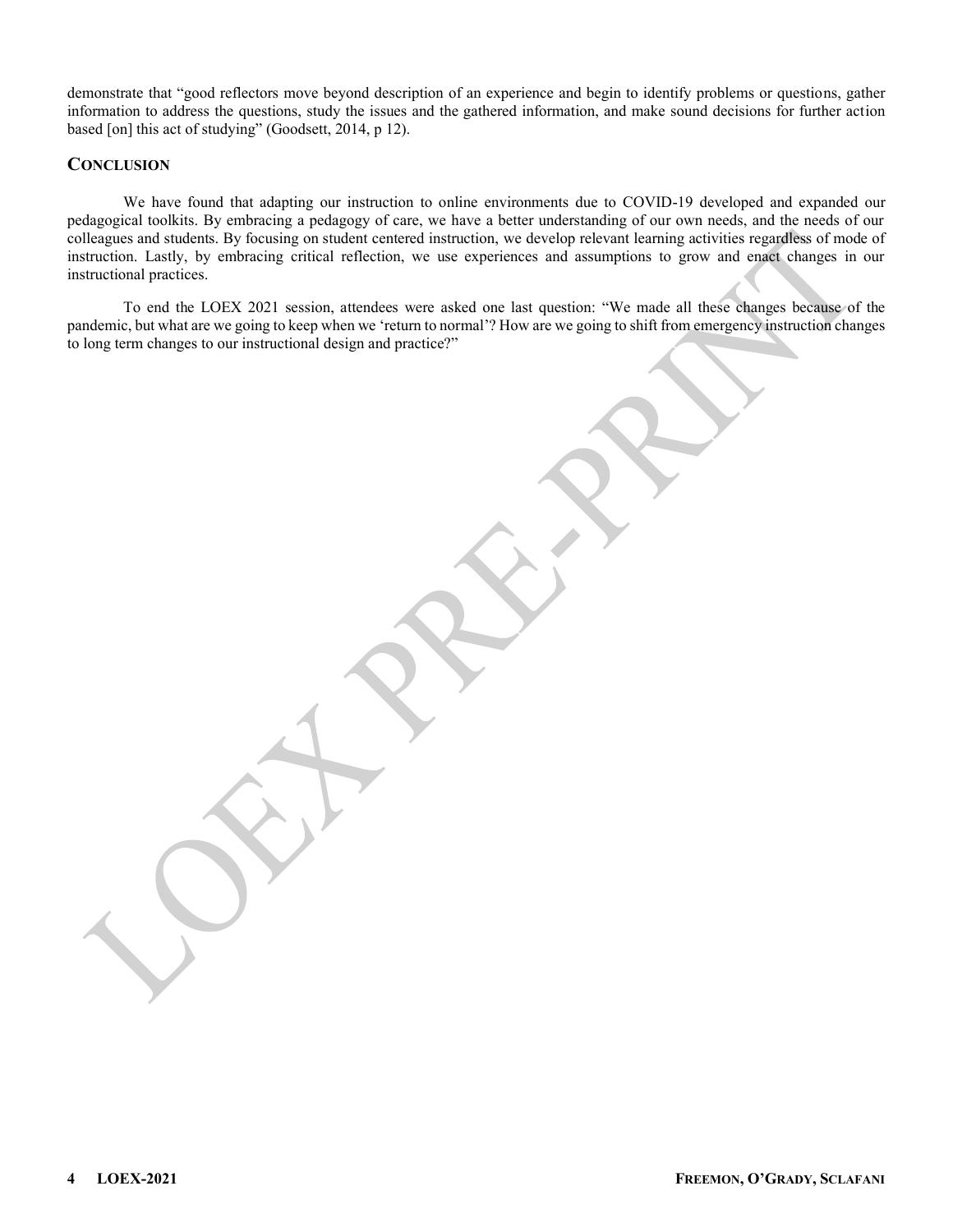demonstrate that "good reflectors move beyond description of an experience and begin to identify problems or questions, gather information to address the questions, study the issues and the gathered information, and make sound decisions for further action based [on] this act of studying" (Goodsett, 2014, p 12).

## CONCLUSION

We have found that adapting our instruction to online environments due to COVID-19 developed and expanded our pedagogical toolkits. By embracing a pedagogy of care, we have a better understanding of our own needs, and the needs of our colleagues and students. By focusing on student centered instruction, we develop relevant learning activities regardless of mode of instruction. Lastly, by embracing critical reflection, we use experiences and assumptions to grow and enact changes in our instructional practices.

To end the LOEX 2021 session, attendees were asked one last question: "We made all these changes because of the pandemic, but what are we going to keep when we 'return to normal'? How are we going to shift from emergency instruction changes to long term changes to our instructional design and practice?"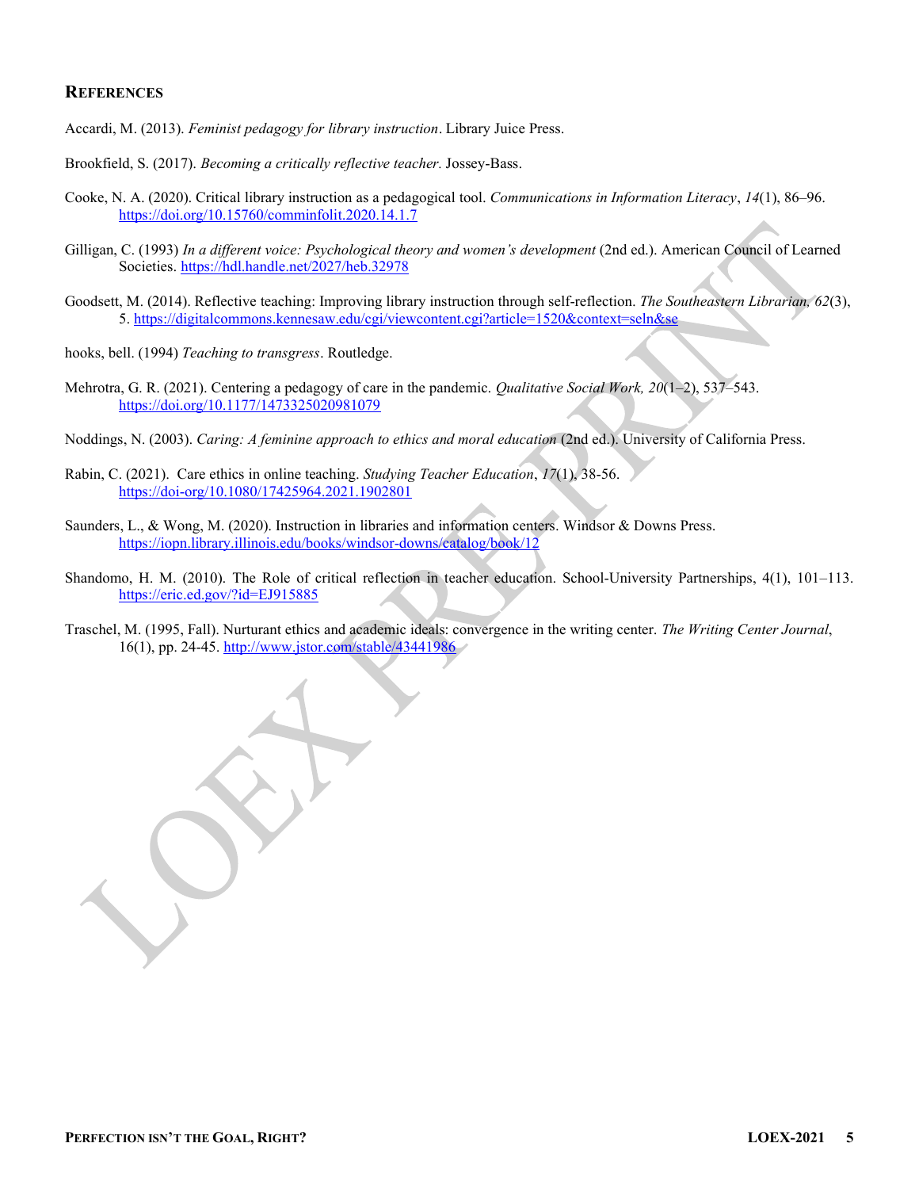## References

Accardi, M. (2013). *Feminist pedagogy for library instruction*. Library Juice Press.

Brookfield, S. (2017). *Becoming a critically reflective teacher.* Jossey-Bass.

Cooke, N. A. (2020). Critical library instruction as a pedagogical tool. *Communications in Information Literacy*, *14*(1), 86–96. https://doi.org/10.15760/comminfolit.2020.14.1.7

Gilligan, C. (1993) *In a different voice: Psychological theory and women's development* (2nd ed.). American Council of Learned Societies. https://hdl.handle.net/2027/heb.32978

Goodsett, M. (2014). Reflective teaching: Improving library instruction through self-reflection. *The Southeastern Librarian, 62*(3), 5. https://digitalcommons.kennesaw.edu/cgi/viewcontent.cgi?article=1520&context=seln&se

hooks, bell. (1994) *Teaching to transgress*. Routledge.

Mehrotra, G. R. (2021). Centering a pedagogy of care in the pandemic. *Qualitative Social Work, 20*(1–2), 537–543. https://doi.org/10.1177/1473325020981079

Noddings, N. (2003). *Caring: A feminine approach to ethics and moral education* (2nd ed.). University of California Press.

Rabin, C. (2021). Care ethics in online teaching. *Studying Teacher Education*, *17*(1), 38-56. https://doi-org/10.1080/17425964.2021.1902801

Saunders, L., & Wong, M. (2020). Instruction in libraries and information centers. Windsor & Downs Press. https://iopn.library.illinois.edu/books/windsor-downs/catalog/book/12

Shandomo, H. M. (2010). The Role of critical reflection in teacher education. School-University Partnerships, 4(1), 101–113. https://eric.ed.gov/?id=EJ915885

Traschel, M. (1995, Fall). Nurturant ethics and academic ideals: convergence in the writing center. *The Writing Center Journal*, 16(1), pp. 24-45. http://www.jstor.com/stable/43441986